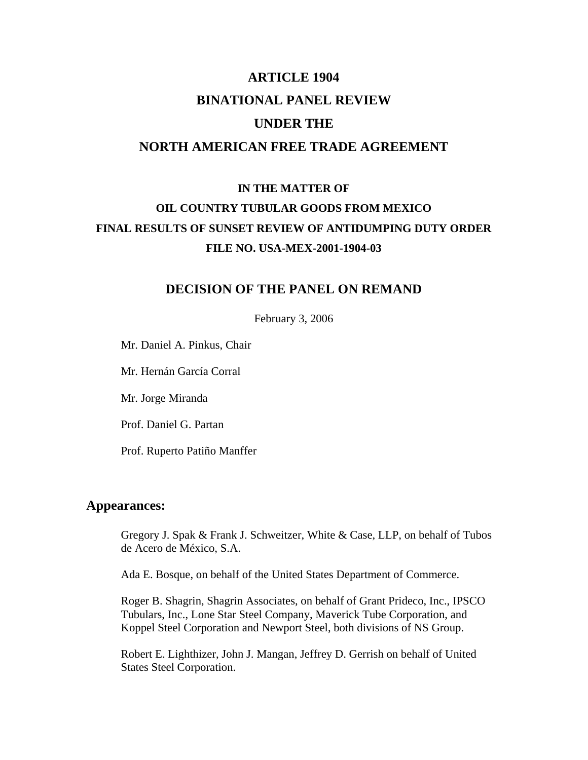# ARTICLE 1904
# BINATIONAL PANEL REVIEW
# UNDER THE
# NORTH AMERICAN FREE TRADE AGREEMENT

### IN THE MATTER OF
### OIL COUNTRY TUBULAR GOODS FROM MEXICO
### FINAL RESULTS OF SUNSET REVIEW OF ANTIDUMPING DUTY ORDER
### FILE NO. USA-MEX-2001-1904-03

## DECISION OF THE PANEL ON REMAND

February 3, 2006

Mr. Daniel A. Pinkus, Chair

Mr. Hernán García Corral

Mr. Jorge Miranda

Prof. Daniel G. Partan

Prof. Ruperto Patiño Manffer

## Appearances:

Gregory J. Spak & Frank J. Schweitzer, White & Case, LLP, on behalf of Tubos de Acero de México, S.A.

Ada E. Bosque, on behalf of the United States Department of Commerce.

Roger B. Shagrin, Shagrin Associates, on behalf of Grant Prideco, Inc., IPSCO Tubulars, Inc., Lone Star Steel Company, Maverick Tube Corporation, and Koppel Steel Corporation and Newport Steel, both divisions of NS Group.

Robert E. Lighthizer, John J. Mangan, Jeffrey D. Gerrish on behalf of United States Steel Corporation.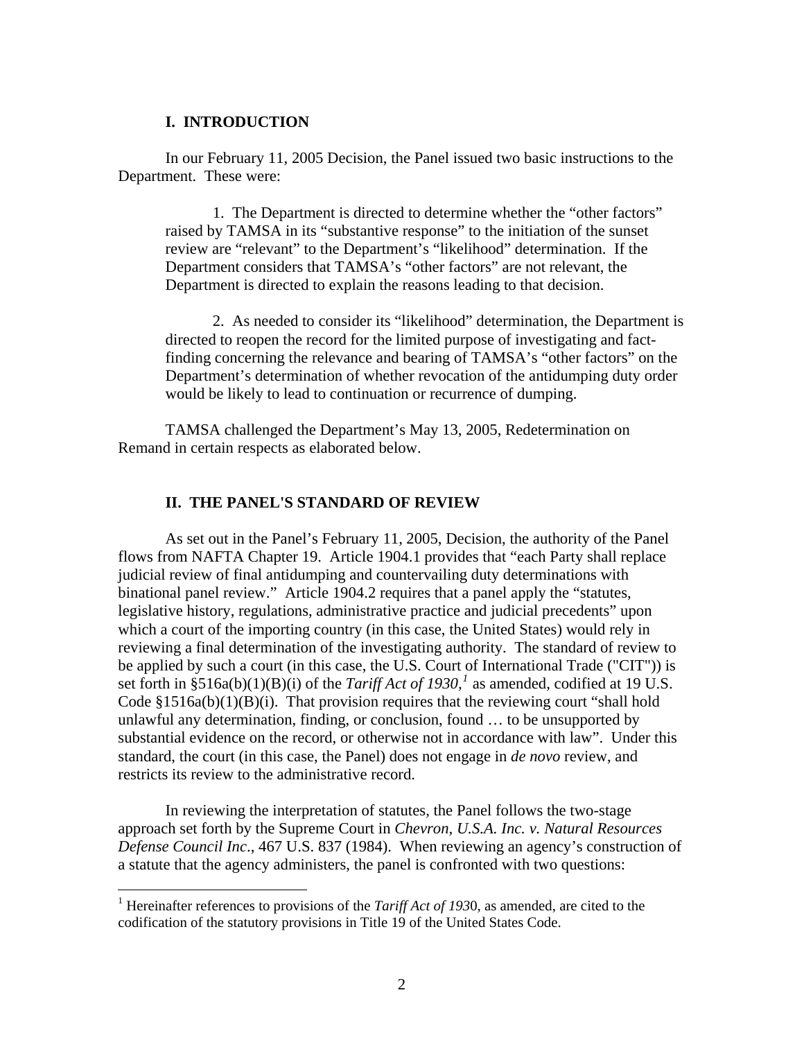## I. INTRODUCTION

In our February 11, 2005 Decision, the Panel issued two basic instructions to the Department. These were:

> 1. The Department is directed to determine whether the "other factors" raised by TAMSA in its "substantive response" to the initiation of the sunset review are "relevant" to the Department's "likelihood" determination. If the Department considers that TAMSA's "other factors" are not relevant, the Department is directed to explain the reasons leading to that decision.
>
> 2. As needed to consider its "likelihood" determination, the Department is directed to reopen the record for the limited purpose of investigating and fact-finding concerning the relevance and bearing of TAMSA's "other factors" on the Department's determination of whether revocation of the antidumping duty order would be likely to lead to continuation or recurrence of dumping.

TAMSA challenged the Department's May 13, 2005, Redetermination on Remand in certain respects as elaborated below.

## II. THE PANEL'S STANDARD OF REVIEW

As set out in the Panel's February 11, 2005, Decision, the authority of the Panel flows from NAFTA Chapter 19. Article 1904.1 provides that "each Party shall replace judicial review of final antidumping and countervailing duty determinations with binational panel review." Article 1904.2 requires that a panel apply the "statutes, legislative history, regulations, administrative practice and judicial precedents" upon which a court of the importing country (in this case, the United States) would rely in reviewing a final determination of the investigating authority. The standard of review to be applied by such a court (in this case, the U.S. Court of International Trade ("CIT")) is set forth in §516a(b)(1)(B)(i) of the *Tariff Act of 1930*,[1] as amended, codified at 19 U.S. Code §1516a(b)(1)(B)(i). That provision requires that the reviewing court "shall hold unlawful any determination, finding, or conclusion, found … to be unsupported by substantial evidence on the record, or otherwise not in accordance with law". Under this standard, the court (in this case, the Panel) does not engage in *de novo* review, and restricts its review to the administrative record.

In reviewing the interpretation of statutes, the Panel follows the two-stage approach set forth by the Supreme Court in *Chevron, U.S.A. Inc. v. Natural Resources Defense Council Inc.*, 467 U.S. 837 (1984). When reviewing an agency's construction of a statute that the agency administers, the panel is confronted with two questions:

---

[1] Hereinafter references to provisions of the *Tariff Act of 1930*, as amended, are cited to the codification of the statutory provisions in Title 19 of the United States Code.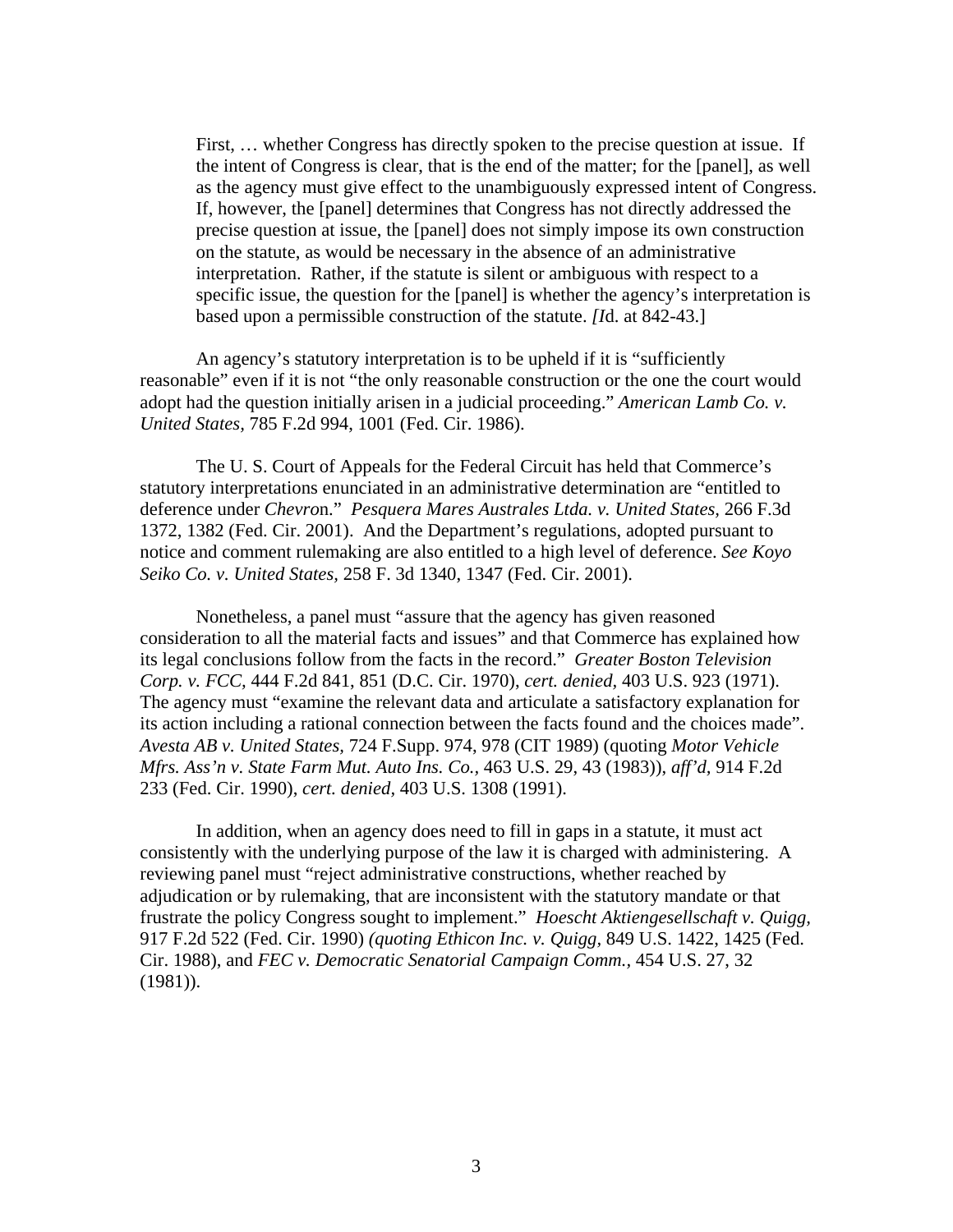> First, … whether Congress has directly spoken to the precise question at issue. If the intent of Congress is clear, that is the end of the matter; for the [panel], as well as the agency must give effect to the unambiguously expressed intent of Congress. If, however, the [panel] determines that Congress has not directly addressed the precise question at issue, the [panel] does not simply impose its own construction on the statute, as would be necessary in the absence of an administrative interpretation. Rather, if the statute is silent or ambiguous with respect to a specific issue, the question for the [panel] is whether the agency's interpretation is based upon a permissible construction of the statute. *[I*d. at 842-43.]

An agency's statutory interpretation is to be upheld if it is "sufficiently reasonable" even if it is not "the only reasonable construction or the one the court would adopt had the question initially arisen in a judicial proceeding." *American Lamb Co. v. United States,* 785 F.2d 994, 1001 (Fed. Cir. 1986).

The U. S. Court of Appeals for the Federal Circuit has held that Commerce's statutory interpretations enunciated in an administrative determination are "entitled to deference under *Chevro*n." *Pesquera Mares Australes Ltda. v. United States,* 266 F.3d 1372, 1382 (Fed. Cir. 2001). And the Department's regulations, adopted pursuant to notice and comment rulemaking are also entitled to a high level of deference. *See Koyo Seiko Co. v. United States,* 258 F. 3d 1340, 1347 (Fed. Cir. 2001).

Nonetheless, a panel must "assure that the agency has given reasoned consideration to all the material facts and issues" and that Commerce has explained how its legal conclusions follow from the facts in the record." *Greater Boston Television Corp. v. FCC,* 444 F.2d 841, 851 (D.C. Cir. 1970), *cert. denied,* 403 U.S. 923 (1971). The agency must "examine the relevant data and articulate a satisfactory explanation for its action including a rational connection between the facts found and the choices made". *Avesta AB v. United States,* 724 F.Supp. 974, 978 (CIT 1989) (quoting *Motor Vehicle Mfrs. Ass'n v. State Farm Mut. Auto Ins. Co.,* 463 U.S. 29, 43 (1983)), *aff'd,* 914 F.2d 233 (Fed. Cir. 1990), *cert. denied,* 403 U.S. 1308 (1991).

In addition, when an agency does need to fill in gaps in a statute, it must act consistently with the underlying purpose of the law it is charged with administering. A reviewing panel must "reject administrative constructions, whether reached by adjudication or by rulemaking, that are inconsistent with the statutory mandate or that frustrate the policy Congress sought to implement." *Hoescht Aktiengesellschaft v. Quigg,* 917 F.2d 522 (Fed. Cir. 1990) *(quoting Ethicon Inc. v. Quigg,* 849 U.S. 1422, 1425 (Fed. Cir. 1988), and *FEC v. Democratic Senatorial Campaign Comm.,* 454 U.S. 27, 32 (1981)).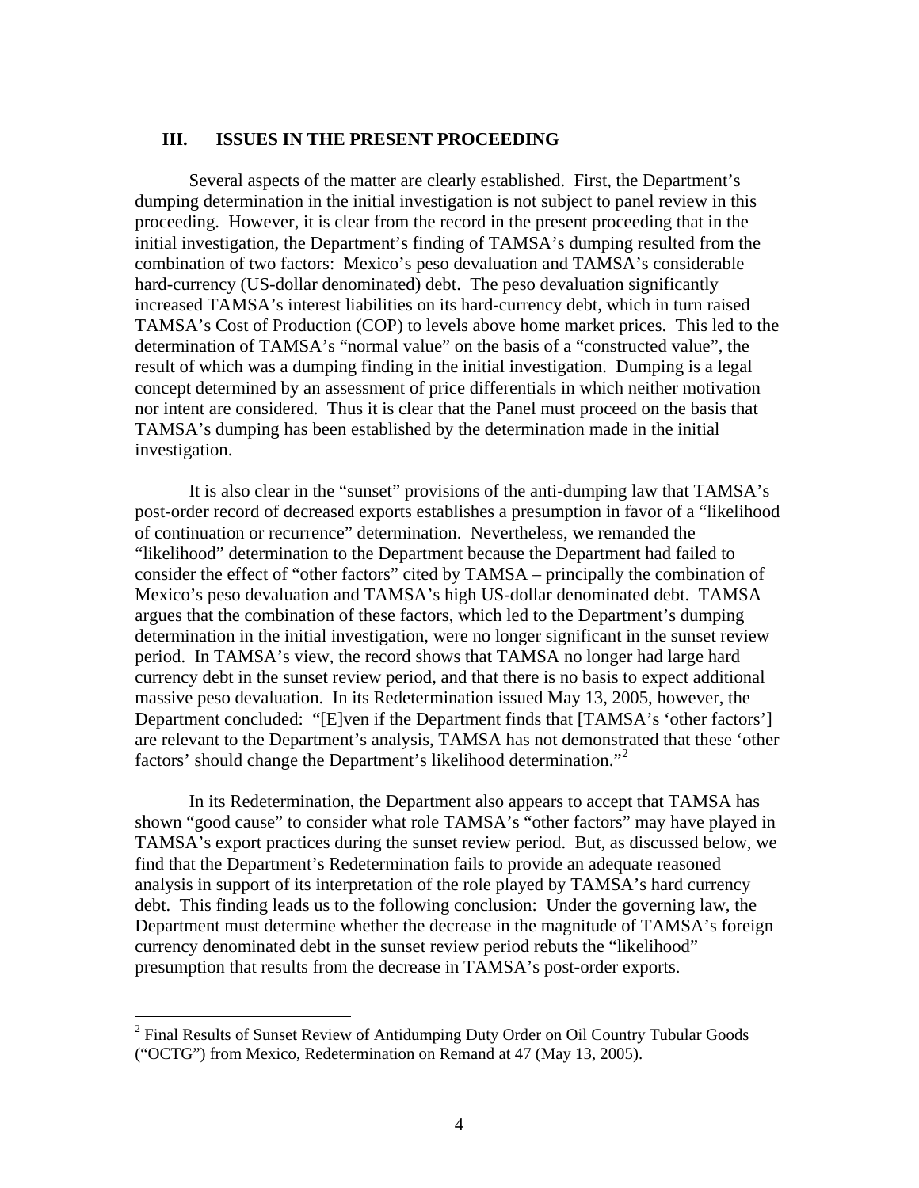## III. ISSUES IN THE PRESENT PROCEEDING

Several aspects of the matter are clearly established. First, the Department's dumping determination in the initial investigation is not subject to panel review in this proceeding. However, it is clear from the record in the present proceeding that in the initial investigation, the Department's finding of TAMSA's dumping resulted from the combination of two factors: Mexico's peso devaluation and TAMSA's considerable hard-currency (US-dollar denominated) debt. The peso devaluation significantly increased TAMSA's interest liabilities on its hard-currency debt, which in turn raised TAMSA's Cost of Production (COP) to levels above home market prices. This led to the determination of TAMSA's "normal value" on the basis of a "constructed value", the result of which was a dumping finding in the initial investigation. Dumping is a legal concept determined by an assessment of price differentials in which neither motivation nor intent are considered. Thus it is clear that the Panel must proceed on the basis that TAMSA's dumping has been established by the determination made in the initial investigation.

It is also clear in the "sunset" provisions of the anti-dumping law that TAMSA's post-order record of decreased exports establishes a presumption in favor of a "likelihood of continuation or recurrence" determination. Nevertheless, we remanded the "likelihood" determination to the Department because the Department had failed to consider the effect of "other factors" cited by TAMSA – principally the combination of Mexico's peso devaluation and TAMSA's high US-dollar denominated debt. TAMSA argues that the combination of these factors, which led to the Department's dumping determination in the initial investigation, were no longer significant in the sunset review period. In TAMSA's view, the record shows that TAMSA no longer had large hard currency debt in the sunset review period, and that there is no basis to expect additional massive peso devaluation. In its Redetermination issued May 13, 2005, however, the Department concluded: "[E]ven if the Department finds that [TAMSA's 'other factors'] are relevant to the Department's analysis, TAMSA has not demonstrated that these 'other factors' should change the Department's likelihood determination."[2]

In its Redetermination, the Department also appears to accept that TAMSA has shown "good cause" to consider what role TAMSA's "other factors" may have played in TAMSA's export practices during the sunset review period. But, as discussed below, we find that the Department's Redetermination fails to provide an adequate reasoned analysis in support of its interpretation of the role played by TAMSA's hard currency debt. This finding leads us to the following conclusion: Under the governing law, the Department must determine whether the decrease in the magnitude of TAMSA's foreign currency denominated debt in the sunset review period rebuts the "likelihood" presumption that results from the decrease in TAMSA's post-order exports.

---

[2] Final Results of Sunset Review of Antidumping Duty Order on Oil Country Tubular Goods ("OCTG") from Mexico, Redetermination on Remand at 47 (May 13, 2005).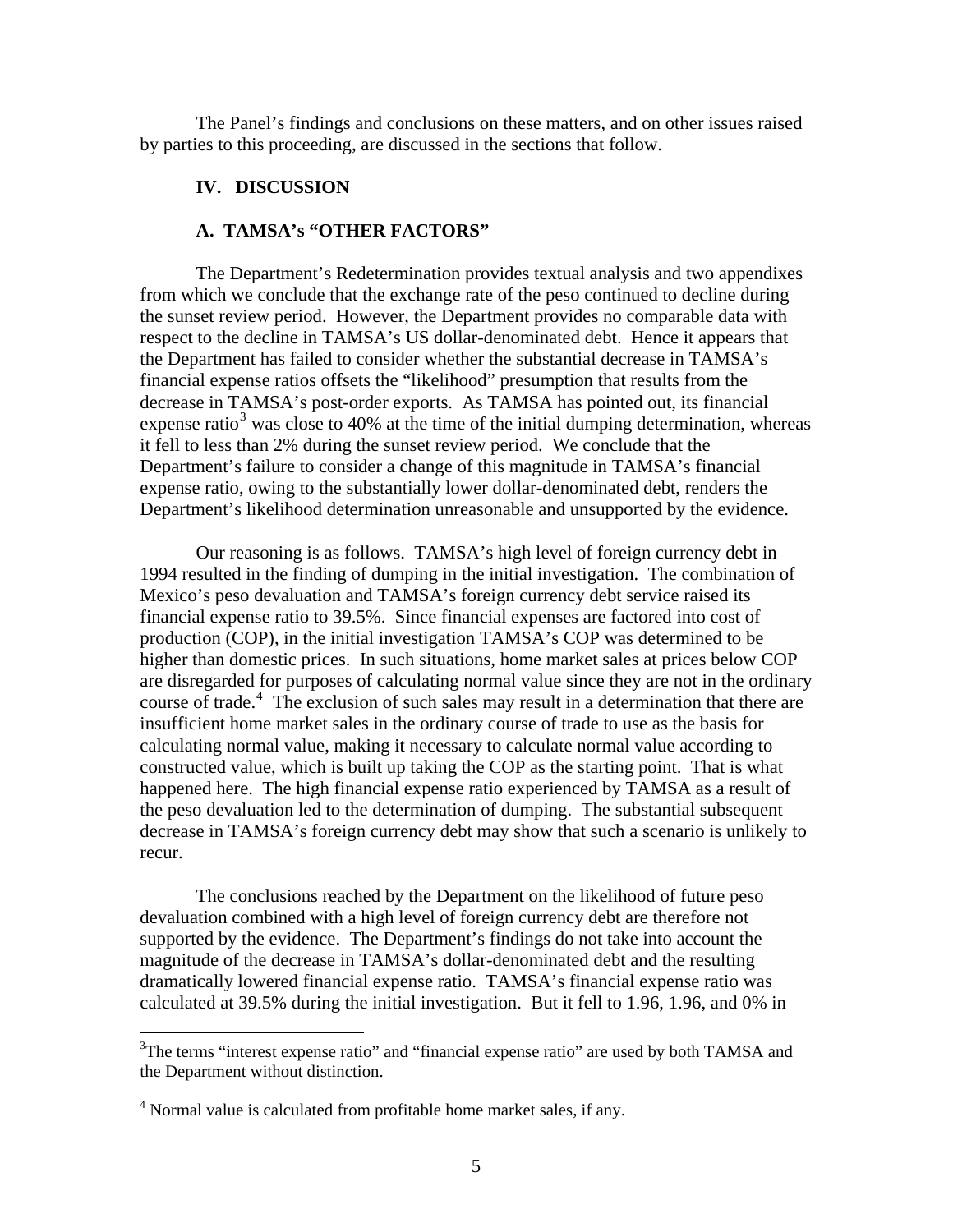The Panel's findings and conclusions on these matters, and on other issues raised by parties to this proceeding, are discussed in the sections that follow.

## IV. DISCUSSION

### A. TAMSA's "OTHER FACTORS"

The Department's Redetermination provides textual analysis and two appendixes from which we conclude that the exchange rate of the peso continued to decline during the sunset review period. However, the Department provides no comparable data with respect to the decline in TAMSA's US dollar-denominated debt. Hence it appears that the Department has failed to consider whether the substantial decrease in TAMSA's financial expense ratios offsets the "likelihood" presumption that results from the decrease in TAMSA's post-order exports. As TAMSA has pointed out, its financial expense ratio[3] was close to 40% at the time of the initial dumping determination, whereas it fell to less than 2% during the sunset review period. We conclude that the Department's failure to consider a change of this magnitude in TAMSA's financial expense ratio, owing to the substantially lower dollar-denominated debt, renders the Department's likelihood determination unreasonable and unsupported by the evidence.

Our reasoning is as follows. TAMSA's high level of foreign currency debt in 1994 resulted in the finding of dumping in the initial investigation. The combination of Mexico's peso devaluation and TAMSA's foreign currency debt service raised its financial expense ratio to 39.5%. Since financial expenses are factored into cost of production (COP), in the initial investigation TAMSA's COP was determined to be higher than domestic prices. In such situations, home market sales at prices below COP are disregarded for purposes of calculating normal value since they are not in the ordinary course of trade.[4] The exclusion of such sales may result in a determination that there are insufficient home market sales in the ordinary course of trade to use as the basis for calculating normal value, making it necessary to calculate normal value according to constructed value, which is built up taking the COP as the starting point. That is what happened here. The high financial expense ratio experienced by TAMSA as a result of the peso devaluation led to the determination of dumping. The substantial subsequent decrease in TAMSA's foreign currency debt may show that such a scenario is unlikely to recur.

The conclusions reached by the Department on the likelihood of future peso devaluation combined with a high level of foreign currency debt are therefore not supported by the evidence. The Department's findings do not take into account the magnitude of the decrease in TAMSA's dollar-denominated debt and the resulting dramatically lowered financial expense ratio. TAMSA's financial expense ratio was calculated at 39.5% during the initial investigation. But it fell to 1.96, 1.96, and 0% in

---

[3] The terms "interest expense ratio" and "financial expense ratio" are used by both TAMSA and the Department without distinction.

[4] Normal value is calculated from profitable home market sales, if any.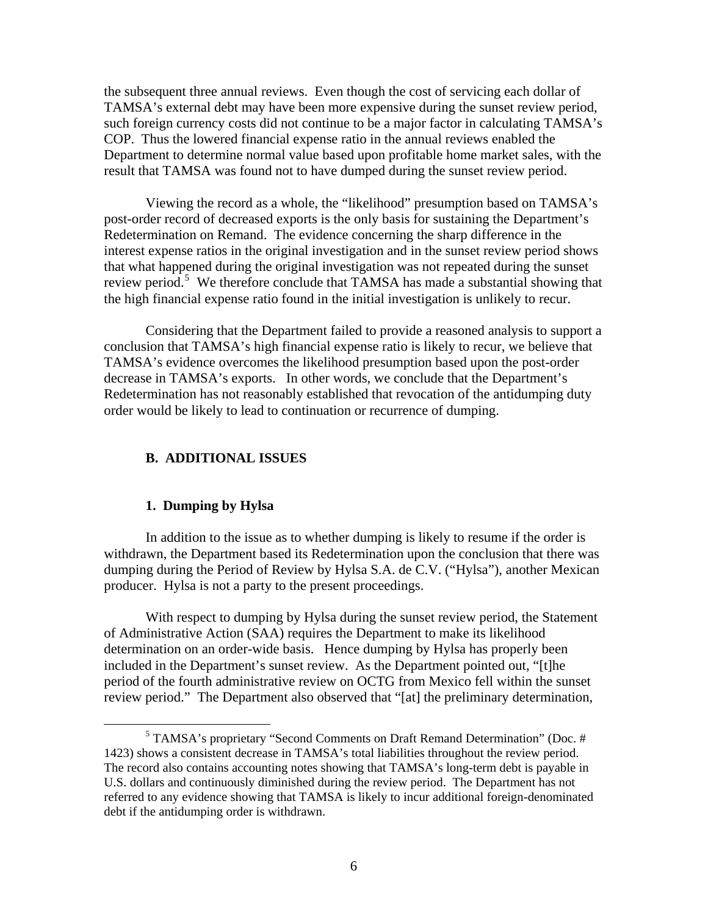the subsequent three annual reviews. Even though the cost of servicing each dollar of TAMSA's external debt may have been more expensive during the sunset review period, such foreign currency costs did not continue to be a major factor in calculating TAMSA's COP. Thus the lowered financial expense ratio in the annual reviews enabled the Department to determine normal value based upon profitable home market sales, with the result that TAMSA was found not to have dumped during the sunset review period.

Viewing the record as a whole, the "likelihood" presumption based on TAMSA's post-order record of decreased exports is the only basis for sustaining the Department's Redetermination on Remand. The evidence concerning the sharp difference in the interest expense ratios in the original investigation and in the sunset review period shows that what happened during the original investigation was not repeated during the sunset review period.[5] We therefore conclude that TAMSA has made a substantial showing that the high financial expense ratio found in the initial investigation is unlikely to recur.

Considering that the Department failed to provide a reasoned analysis to support a conclusion that TAMSA's high financial expense ratio is likely to recur, we believe that TAMSA's evidence overcomes the likelihood presumption based upon the post-order decrease in TAMSA's exports. In other words, we conclude that the Department's Redetermination has not reasonably established that revocation of the antidumping duty order would be likely to lead to continuation or recurrence of dumping.

### B. ADDITIONAL ISSUES

#### 1. Dumping by Hylsa

In addition to the issue as to whether dumping is likely to resume if the order is withdrawn, the Department based its Redetermination upon the conclusion that there was dumping during the Period of Review by Hylsa S.A. de C.V. ("Hylsa"), another Mexican producer. Hylsa is not a party to the present proceedings.

With respect to dumping by Hylsa during the sunset review period, the Statement of Administrative Action (SAA) requires the Department to make its likelihood determination on an order-wide basis. Hence dumping by Hylsa has properly been included in the Department's sunset review. As the Department pointed out, "[t]he period of the fourth administrative review on OCTG from Mexico fell within the sunset review period." The Department also observed that "[at] the preliminary determination,

---

[5] TAMSA's proprietary "Second Comments on Draft Remand Determination" (Doc. # 1423) shows a consistent decrease in TAMSA's total liabilities throughout the review period. The record also contains accounting notes showing that TAMSA's long-term debt is payable in U.S. dollars and continuously diminished during the review period. The Department has not referred to any evidence showing that TAMSA is likely to incur additional foreign-denominated debt if the antidumping order is withdrawn.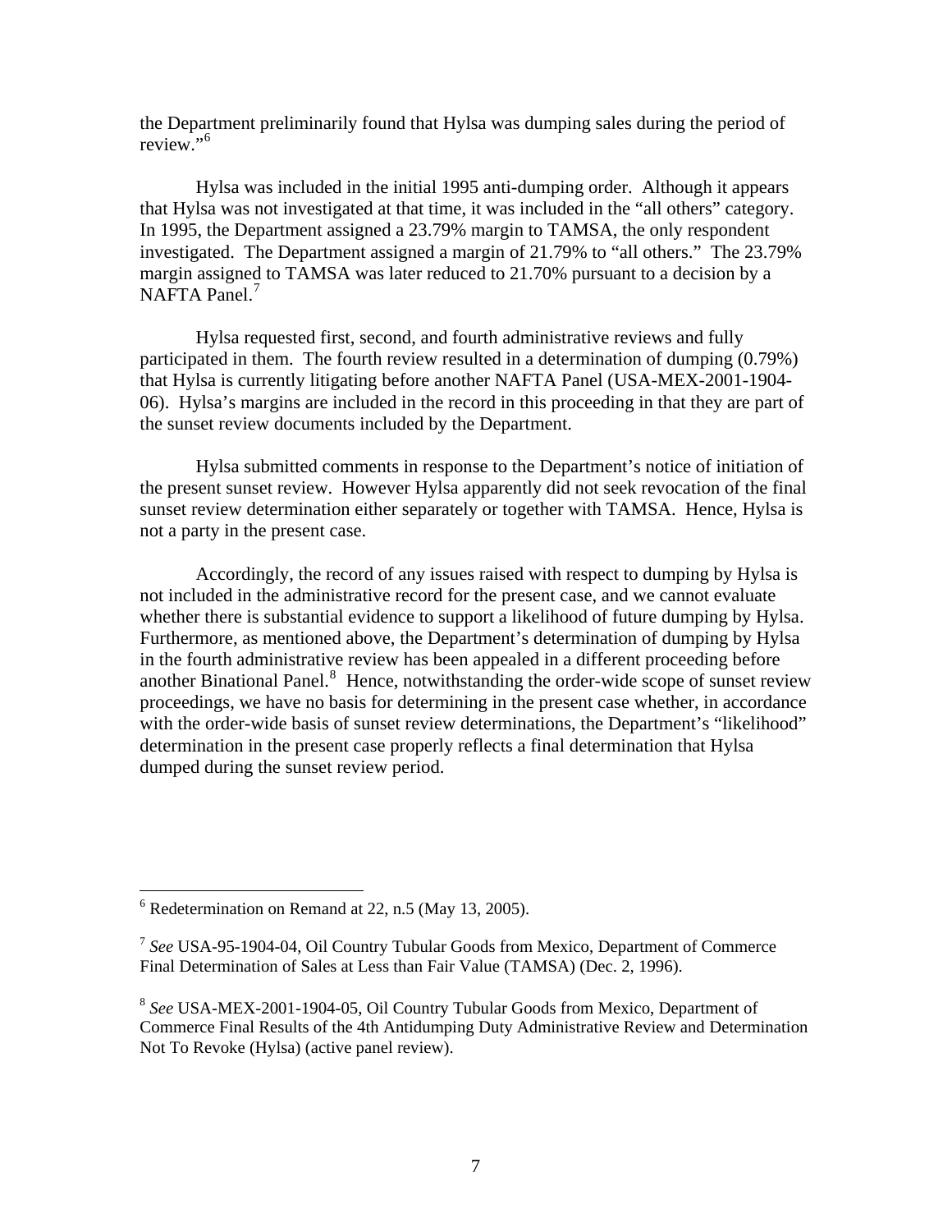the Department preliminarily found that Hylsa was dumping sales during the period of review."[6]

Hylsa was included in the initial 1995 anti-dumping order. Although it appears that Hylsa was not investigated at that time, it was included in the "all others" category. In 1995, the Department assigned a 23.79% margin to TAMSA, the only respondent investigated. The Department assigned a margin of 21.79% to "all others." The 23.79% margin assigned to TAMSA was later reduced to 21.70% pursuant to a decision by a NAFTA Panel.[7]

Hylsa requested first, second, and fourth administrative reviews and fully participated in them. The fourth review resulted in a determination of dumping (0.79%) that Hylsa is currently litigating before another NAFTA Panel (USA-MEX-2001-1904-06). Hylsa's margins are included in the record in this proceeding in that they are part of the sunset review documents included by the Department.

Hylsa submitted comments in response to the Department's notice of initiation of the present sunset review. However Hylsa apparently did not seek revocation of the final sunset review determination either separately or together with TAMSA. Hence, Hylsa is not a party in the present case.

Accordingly, the record of any issues raised with respect to dumping by Hylsa is not included in the administrative record for the present case, and we cannot evaluate whether there is substantial evidence to support a likelihood of future dumping by Hylsa. Furthermore, as mentioned above, the Department's determination of dumping by Hylsa in the fourth administrative review has been appealed in a different proceeding before another Binational Panel.[8] Hence, notwithstanding the order-wide scope of sunset review proceedings, we have no basis for determining in the present case whether, in accordance with the order-wide basis of sunset review determinations, the Department's "likelihood" determination in the present case properly reflects a final determination that Hylsa dumped during the sunset review period.

---

[6] Redetermination on Remand at 22, n.5 (May 13, 2005).

[7] *See* USA-95-1904-04, Oil Country Tubular Goods from Mexico, Department of Commerce Final Determination of Sales at Less than Fair Value (TAMSA) (Dec. 2, 1996).

[8] *See* USA-MEX-2001-1904-05, Oil Country Tubular Goods from Mexico, Department of Commerce Final Results of the 4th Antidumping Duty Administrative Review and Determination Not To Revoke (Hylsa) (active panel review).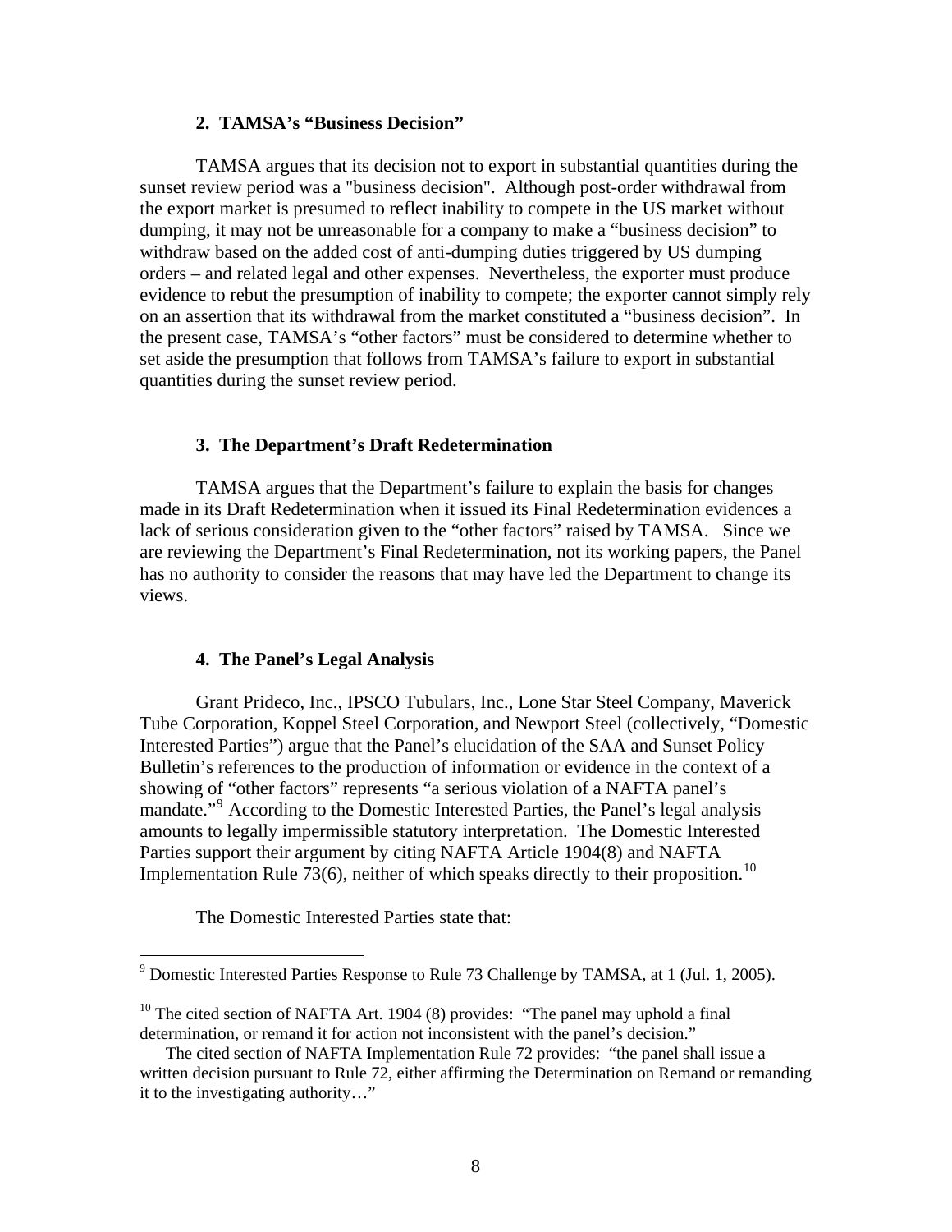### 2. TAMSA's "Business Decision"

TAMSA argues that its decision not to export in substantial quantities during the sunset review period was a "business decision". Although post-order withdrawal from the export market is presumed to reflect inability to compete in the US market without dumping, it may not be unreasonable for a company to make a "business decision" to withdraw based on the added cost of anti-dumping duties triggered by US dumping orders – and related legal and other expenses. Nevertheless, the exporter must produce evidence to rebut the presumption of inability to compete; the exporter cannot simply rely on an assertion that its withdrawal from the market constituted a "business decision". In the present case, TAMSA's "other factors" must be considered to determine whether to set aside the presumption that follows from TAMSA's failure to export in substantial quantities during the sunset review period.

### 3. The Department's Draft Redetermination

TAMSA argues that the Department's failure to explain the basis for changes made in its Draft Redetermination when it issued its Final Redetermination evidences a lack of serious consideration given to the "other factors" raised by TAMSA. Since we are reviewing the Department's Final Redetermination, not its working papers, the Panel has no authority to consider the reasons that may have led the Department to change its views.

### 4. The Panel's Legal Analysis

Grant Prideco, Inc., IPSCO Tubulars, Inc., Lone Star Steel Company, Maverick Tube Corporation, Koppel Steel Corporation, and Newport Steel (collectively, "Domestic Interested Parties") argue that the Panel's elucidation of the SAA and Sunset Policy Bulletin's references to the production of information or evidence in the context of a showing of "other factors" represents "a serious violation of a NAFTA panel's mandate."[9] According to the Domestic Interested Parties, the Panel's legal analysis amounts to legally impermissible statutory interpretation. The Domestic Interested Parties support their argument by citing NAFTA Article 1904(8) and NAFTA Implementation Rule 73(6), neither of which speaks directly to their proposition.[10]

The Domestic Interested Parties state that:

---

[9] Domestic Interested Parties Response to Rule 73 Challenge by TAMSA, at 1 (Jul. 1, 2005).

[10] The cited section of NAFTA Art. 1904 (8) provides: "The panel may uphold a final determination, or remand it for action not inconsistent with the panel's decision."

The cited section of NAFTA Implementation Rule 72 provides: "the panel shall issue a written decision pursuant to Rule 72, either affirming the Determination on Remand or remanding it to the investigating authority…"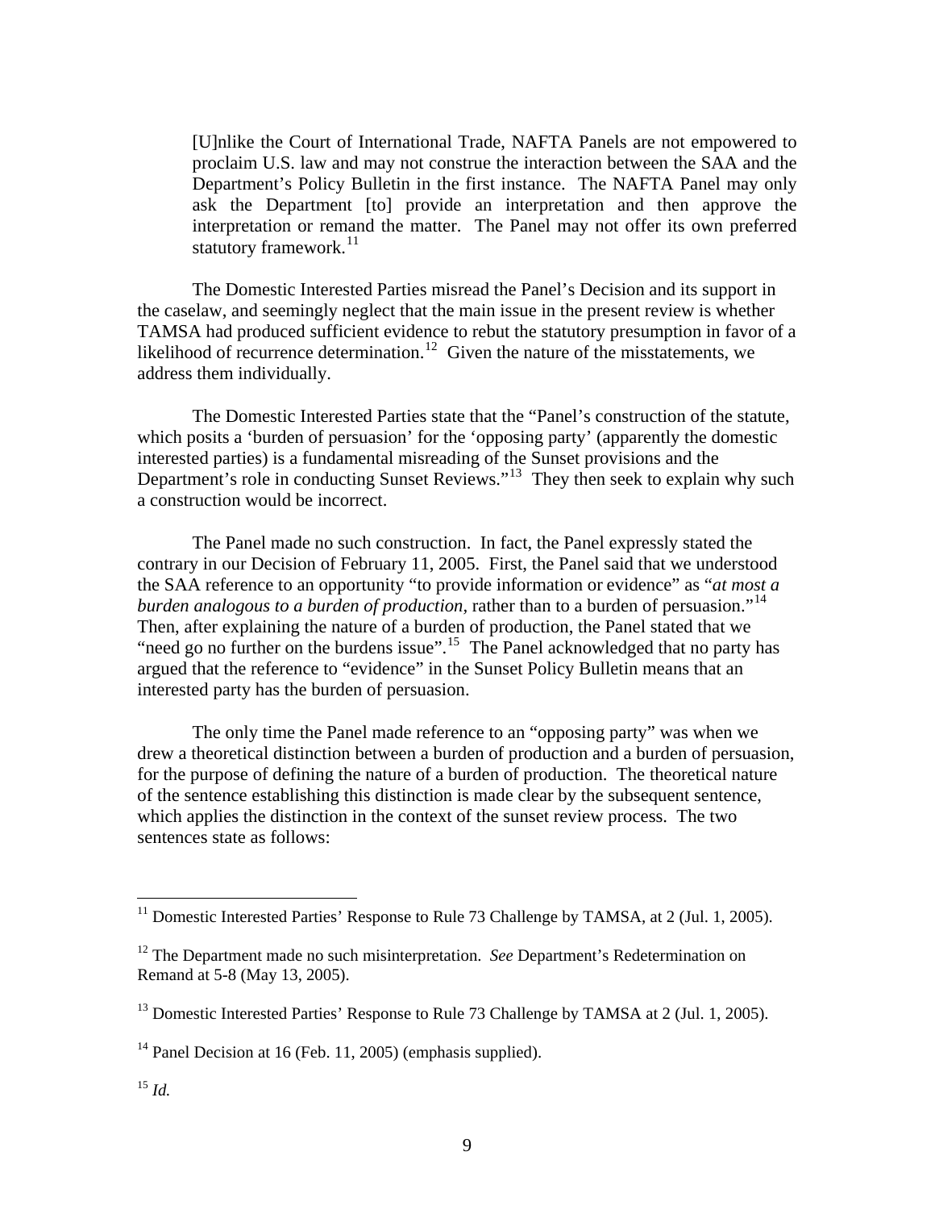> [U]nlike the Court of International Trade, NAFTA Panels are not empowered to proclaim U.S. law and may not construe the interaction between the SAA and the Department's Policy Bulletin in the first instance. The NAFTA Panel may only ask the Department [to] provide an interpretation and then approve the interpretation or remand the matter. The Panel may not offer its own preferred statutory framework.[11]

The Domestic Interested Parties misread the Panel's Decision and its support in the caselaw, and seemingly neglect that the main issue in the present review is whether TAMSA had produced sufficient evidence to rebut the statutory presumption in favor of a likelihood of recurrence determination.[12] Given the nature of the misstatements, we address them individually.

The Domestic Interested Parties state that the "Panel's construction of the statute, which posits a 'burden of persuasion' for the 'opposing party' (apparently the domestic interested parties) is a fundamental misreading of the Sunset provisions and the Department's role in conducting Sunset Reviews."[13] They then seek to explain why such a construction would be incorrect.

The Panel made no such construction. In fact, the Panel expressly stated the contrary in our Decision of February 11, 2005. First, the Panel said that we understood the SAA reference to an opportunity "to provide information or evidence" as "*at most a burden analogous to a burden of production,* rather than to a burden of persuasion."[14] Then, after explaining the nature of a burden of production, the Panel stated that we "need go no further on the burdens issue".[15] The Panel acknowledged that no party has argued that the reference to "evidence" in the Sunset Policy Bulletin means that an interested party has the burden of persuasion.

The only time the Panel made reference to an "opposing party" was when we drew a theoretical distinction between a burden of production and a burden of persuasion, for the purpose of defining the nature of a burden of production. The theoretical nature of the sentence establishing this distinction is made clear by the subsequent sentence, which applies the distinction in the context of the sunset review process. The two sentences state as follows:

---

[11] Domestic Interested Parties' Response to Rule 73 Challenge by TAMSA, at 2 (Jul. 1, 2005).

[12] The Department made no such misinterpretation. *See* Department's Redetermination on Remand at 5-8 (May 13, 2005).

[13] Domestic Interested Parties' Response to Rule 73 Challenge by TAMSA at 2 (Jul. 1, 2005).

[14] Panel Decision at 16 (Feb. 11, 2005) (emphasis supplied).

[15] *Id.*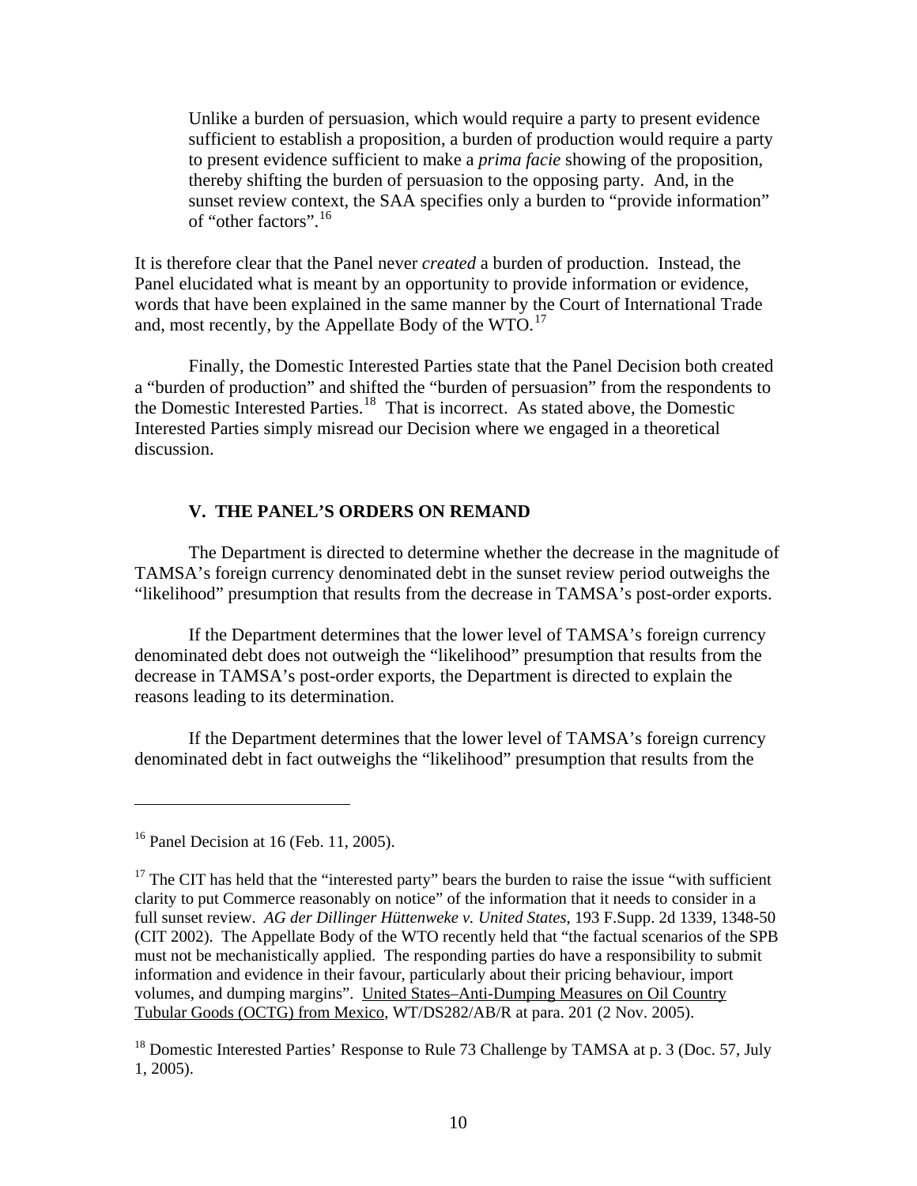> Unlike a burden of persuasion, which would require a party to present evidence sufficient to establish a proposition, a burden of production would require a party to present evidence sufficient to make a *prima facie* showing of the proposition, thereby shifting the burden of persuasion to the opposing party. And, in the sunset review context, the SAA specifies only a burden to "provide information" of "other factors".[16]

It is therefore clear that the Panel never *created* a burden of production. Instead, the Panel elucidated what is meant by an opportunity to provide information or evidence, words that have been explained in the same manner by the Court of International Trade and, most recently, by the Appellate Body of the WTO.[17]

Finally, the Domestic Interested Parties state that the Panel Decision both created a "burden of production" and shifted the "burden of persuasion" from the respondents to the Domestic Interested Parties.[18] That is incorrect. As stated above, the Domestic Interested Parties simply misread our Decision where we engaged in a theoretical discussion.

## V. THE PANEL'S ORDERS ON REMAND

The Department is directed to determine whether the decrease in the magnitude of TAMSA's foreign currency denominated debt in the sunset review period outweighs the "likelihood" presumption that results from the decrease in TAMSA's post-order exports.

If the Department determines that the lower level of TAMSA's foreign currency denominated debt does not outweigh the "likelihood" presumption that results from the decrease in TAMSA's post-order exports, the Department is directed to explain the reasons leading to its determination.

If the Department determines that the lower level of TAMSA's foreign currency denominated debt in fact outweighs the "likelihood" presumption that results from the

---

[16] Panel Decision at 16 (Feb. 11, 2005).

[17] The CIT has held that the "interested party" bears the burden to raise the issue "with sufficient clarity to put Commerce reasonably on notice" of the information that it needs to consider in a full sunset review. *AG der Dillinger Hüttenweke v. United States*, 193 F.Supp. 2d 1339, 1348-50 (CIT 2002). The Appellate Body of the WTO recently held that "the factual scenarios of the SPB must not be mechanistically applied. The responding parties do have a responsibility to submit information and evidence in their favour, particularly about their pricing behaviour, import volumes, and dumping margins". United States–Anti-Dumping Measures on Oil Country Tubular Goods (OCTG) from Mexico, WT/DS282/AB/R at para. 201 (2 Nov. 2005).

[18] Domestic Interested Parties' Response to Rule 73 Challenge by TAMSA at p. 3 (Doc. 57, July 1, 2005).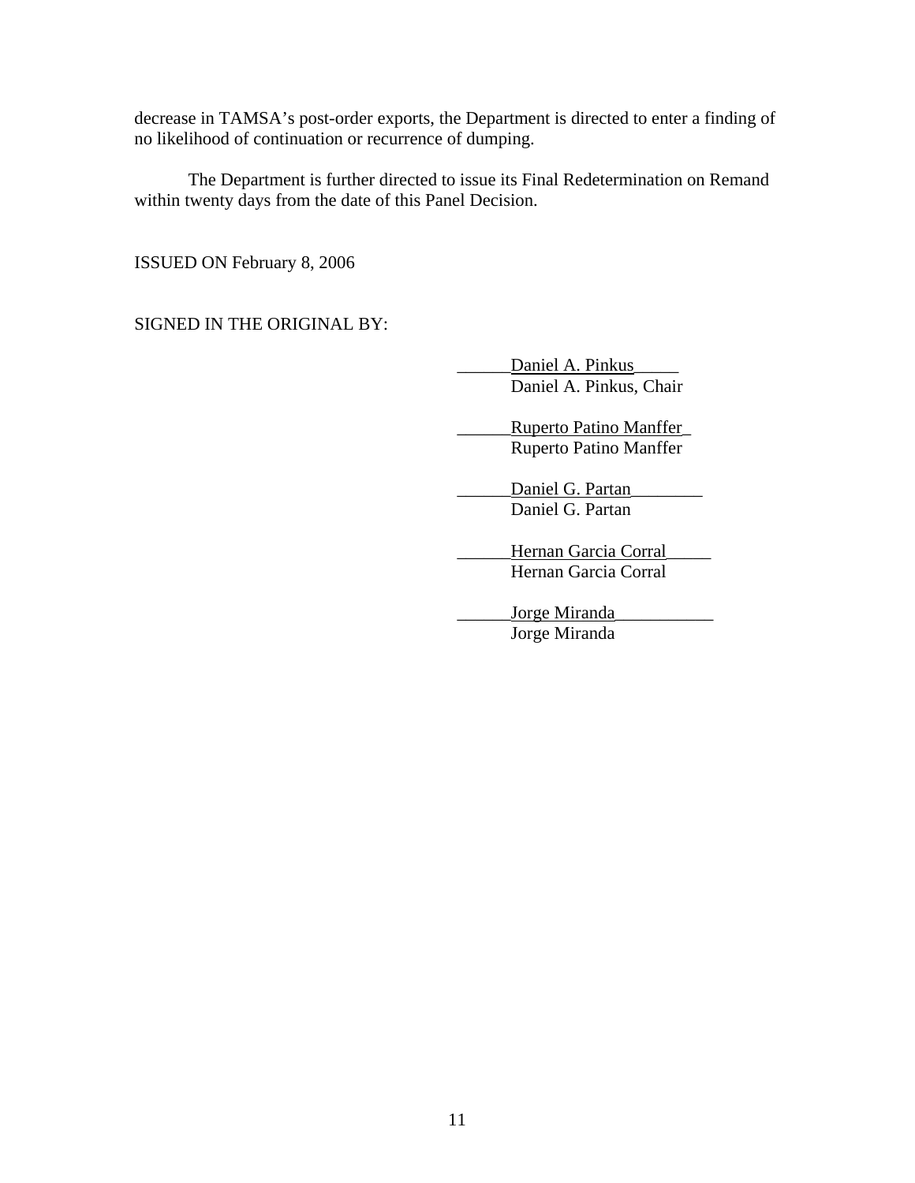decrease in TAMSA's post-order exports, the Department is directed to enter a finding of no likelihood of continuation or recurrence of dumping.

The Department is further directed to issue its Final Redetermination on Remand within twenty days from the date of this Panel Decision.

ISSUED ON February 8, 2006

SIGNED IN THE ORIGINAL BY:

Daniel A. Pinkus
Daniel A. Pinkus, Chair

Ruperto Patino Manffer
Ruperto Patino Manffer

Daniel G. Partan
Daniel G. Partan

Hernan Garcia Corral
Hernan Garcia Corral

Jorge Miranda
Jorge Miranda